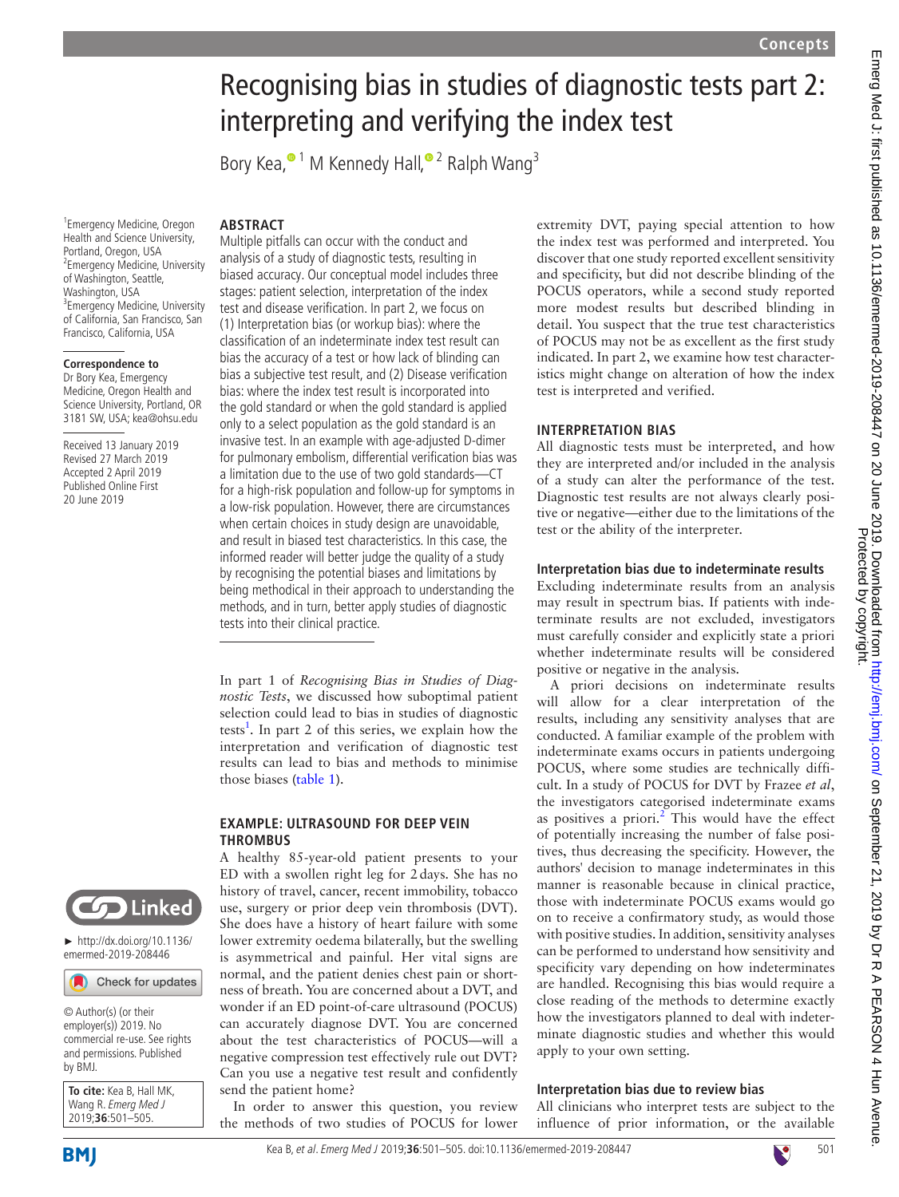# Recognising bias in studies of diagnostic tests part 2: interpreting and verifying the index test

Bory Kea,[1] M Kennedy Hall,[2] Ralph Wang[3]

[1]Emergency Medicine, Oregon Health and Science University, Portland, Oregon, USA
[2]Emergency Medicine, University of Washington, Seattle, Washington, USA
[3]Emergency Medicine, University of California, San Francisco, San Francisco, California, USA

**Correspondence to**
Dr Bory Kea, Emergency Medicine, Oregon Health and Science University, Portland, OR 3181 SW, USA; kea@ohsu.edu

Received 13 January 2019
Revised 27 March 2019
Accepted 2 April 2019
Published Online First 20 June 2019

► http://dx.doi.org/10.1136/emermed-2019-208446

© Author(s) (or their employer(s)) 2019. No commercial re-use. See rights and permissions. Published by BMJ.

**To cite:** Kea B, Hall MK, Wang R. *Emerg Med J* 2019;**36**:501–505.

## ABSTRACT

Multiple pitfalls can occur with the conduct and analysis of a study of diagnostic tests, resulting in biased accuracy. Our conceptual model includes three stages: patient selection, interpretation of the index test and disease verification. In part 2, we focus on (1) Interpretation bias (or workup bias): where the classification of an indeterminate index test result can bias the accuracy of a test or how lack of blinding can bias a subjective test result, and (2) Disease verification bias: where the index test result is incorporated into the gold standard or when the gold standard is applied only to a select population as the gold standard is an invasive test. In an example with age-adjusted D-dimer for pulmonary embolism, differential verification bias was a limitation due to the use of two gold standards—CT for a high-risk population and follow-up for symptoms in a low-risk population. However, there are circumstances when certain choices in study design are unavoidable, and result in biased test characteristics. In this case, the informed reader will better judge the quality of a study by recognising the potential biases and limitations by being methodical in their approach to understanding the methods, and in turn, better apply studies of diagnostic tests into their clinical practice.

In part 1 of *Recognising Bias in Studies of Diagnostic Tests*, we discussed how suboptimal patient selection could lead to bias in studies of diagnostic tests[1]. In part 2 of this series, we explain how the interpretation and verification of diagnostic test results can lead to bias and methods to minimise those biases (table 1).

## EXAMPLE: ULTRASOUND FOR DEEP VEIN THROMBUS

A healthy 85-year-old patient presents to your ED with a swollen right leg for 2 days. She has no history of travel, cancer, recent immobility, tobacco use, surgery or prior deep vein thrombosis (DVT). She does have a history of heart failure with some lower extremity oedema bilaterally, but the swelling is asymmetrical and painful. Her vital signs are normal, and the patient denies chest pain or shortness of breath. You are concerned about a DVT, and wonder if an ED point-of-care ultrasound (POCUS) can accurately diagnose DVT. You are concerned about the test characteristics of POCUS—will a negative compression test effectively rule out DVT? Can you use a negative test result and confidently send the patient home?

In order to answer this question, you review the methods of two studies of POCUS for lower extremity DVT, paying special attention to how the index test was performed and interpreted. You discover that one study reported excellent sensitivity and specificity, but did not describe blinding of the POCUS operators, while a second study reported more modest results but described blinding in detail. You suspect that the true test characteristics of POCUS may not be as excellent as the first study indicated. In part 2, we examine how test characteristics might change on alteration of how the index test is interpreted and verified.

## INTERPRETATION BIAS

All diagnostic tests must be interpreted, and how they are interpreted and/or included in the analysis of a study can alter the performance of the test. Diagnostic test results are not always clearly positive or negative—either due to the limitations of the test or the ability of the interpreter.

### Interpretation bias due to indeterminate results

Excluding indeterminate results from an analysis may result in spectrum bias. If patients with indeterminate results are not excluded, investigators must carefully consider and explicitly state a priori whether indeterminate results will be considered positive or negative in the analysis.

A priori decisions on indeterminate results will allow for a clear interpretation of the results, including any sensitivity analyses that are conducted. A familiar example of the problem with indeterminate exams occurs in patients undergoing POCUS, where some studies are technically difficult. In a study of POCUS for DVT by Frazee *et al*, the investigators categorised indeterminate exams as positives a priori.[2] This would have the effect of potentially increasing the number of false positives, thus decreasing the specificity. However, the authors' decision to manage indeterminates in this manner is reasonable because in clinical practice, those with indeterminate POCUS exams would go on to receive a confirmatory study, as would those with positive studies. In addition, sensitivity analyses can be performed to understand how sensitivity and specificity vary depending on how indeterminates are handled. Recognising this bias would require a close reading of the methods to determine exactly how the investigators planned to deal with indeterminate diagnostic studies and whether this would apply to your own setting.

### Interpretation bias due to review bias

All clinicians who interpret tests are subject to the influence of prior information, or the available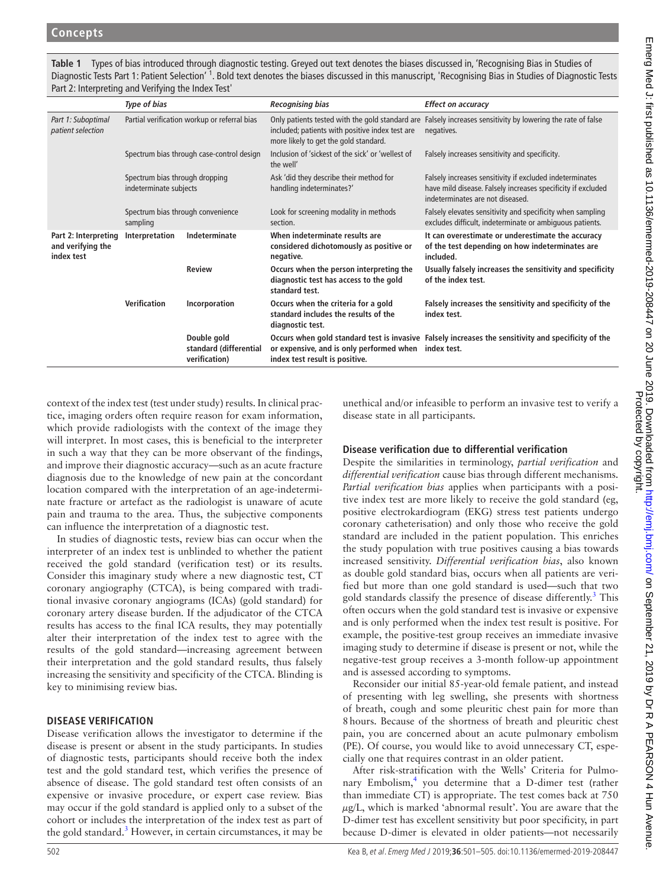**Table 1** Types of bias introduced through diagnostic testing. Greyed out text denotes the biases discussed in, 'Recognising Bias in Studies of Diagnostic Tests Part 1: Patient Selection' [1]. Bold text denotes the biases discussed in this manuscript, 'Recognising Bias in Studies of Diagnostic Tests Part 2: Interpreting and Verifying the Index Test'

| | *Type of bias* | | *Recognising bias* | *Effect on accuracy* |
|---|---|---|---|---|
| *Part 1: Suboptimal patient selection* | Partial verification workup or referral bias | | Only patients tested with the gold standard are included; patients with positive index test are more likely to get the gold standard. | Falsely increases sensitivity by lowering the rate of false negatives. |
| | Spectrum bias through case-control design | | Inclusion of 'sickest of the sick' or 'wellest of the well' | Falsely increases sensitivity and specificity. |
| | Spectrum bias through dropping indeterminate subjects | | Ask 'did they describe their method for handling indeterminates?' | Falsely increases sensitivity if excluded indeterminates have mild disease. Falsely increases specificity if excluded indeterminates are not diseased. |
| | Spectrum bias through convenience sampling | | Look for screening modality in methods section. | Falsely elevates sensitivity and specificity when sampling excludes difficult, indeterminate or ambiguous patients. |
| **Part 2: Interpreting and verifying the index test** | **Interpretation** | **Indeterminate** | **When indeterminate results are considered dichotomously as positive or negative.** | **It can overestimate or underestimate the accuracy of the test depending on how indeterminates are included.** |
| | | **Review** | **Occurs when the person interpreting the diagnostic test has access to the gold standard test.** | **Usually falsely increases the sensitivity and specificity of the index test.** |
| | **Verification** | **Incorporation** | **Occurs when the criteria for a gold standard includes the results of the diagnostic test.** | **Falsely increases the sensitivity and specificity of the index test.** |
| | | **Double gold standard (differential verification)** | **Occurs when gold standard test is invasive or expensive, and is only performed when index test result is positive.** | **Falsely increases the sensitivity and specificity of the index test.** |

context of the index test (test under study) results. In clinical practice, imaging orders often require reason for exam information, which provide radiologists with the context of the image they will interpret. In most cases, this is beneficial to the interpreter in such a way that they can be more observant of the findings, and improve their diagnostic accuracy—such as an acute fracture diagnosis due to the knowledge of new pain at the concordant location compared with the interpretation of an age-indeterminate fracture or artefact as the radiologist is unaware of acute pain and trauma to the area. Thus, the subjective components can influence the interpretation of a diagnostic test.

In studies of diagnostic tests, review bias can occur when the interpreter of an index test is unblinded to whether the patient received the gold standard (verification test) or its results. Consider this imaginary study where a new diagnostic test, CT coronary angiography (CTCA), is being compared with traditional invasive coronary angiograms (ICAs) (gold standard) for coronary artery disease burden. If the adjudicator of the CTCA results has access to the final ICA results, they may potentially alter their interpretation of the index test to agree with the results of the gold standard—increasing agreement between their interpretation and the gold standard results, thus falsely increasing the sensitivity and specificity of the CTCA. Blinding is key to minimising review bias.

## DISEASE VERIFICATION

Disease verification allows the investigator to determine if the disease is present or absent in the study participants. In studies of diagnostic tests, participants should receive both the index test and the gold standard test, which verifies the presence of absence of disease. The gold standard test often consists of an expensive or invasive procedure, or expert case review. Bias may occur if the gold standard is applied only to a subset of the cohort or includes the interpretation of the index test as part of the gold standard.[3] However, in certain circumstances, it may be unethical and/or infeasible to perform an invasive test to verify a disease state in all participants.

### Disease verification due to differential verification

Despite the similarities in terminology, *partial verification* and *differential verification* cause bias through different mechanisms. *Partial verification bias* applies when participants with a positive index test are more likely to receive the gold standard (eg, positive electrokardiogram (EKG) stress test patients undergo coronary catheterisation) and only those who receive the gold standard are included in the patient population. This enriches the study population with true positives causing a bias towards increased sensitivity. *Differential verification bias*, also known as double gold standard bias, occurs when all patients are verified but more than one gold standard is used—such that two gold standards classify the presence of disease differently.[3] This often occurs when the gold standard test is invasive or expensive and is only performed when the index test result is positive. For example, the positive-test group receives an immediate invasive imaging study to determine if disease is present or not, while the negative-test group receives a 3-month follow-up appointment and is assessed according to symptoms.

Reconsider our initial 85-year-old female patient, and instead of presenting with leg swelling, she presents with shortness of breath, cough and some pleuritic chest pain for more than 8 hours. Because of the shortness of breath and pleuritic chest pain, you are concerned about an acute pulmonary embolism (PE). Of course, you would like to avoid unnecessary CT, especially one that requires contrast in an older patient.

After risk-stratification with the Wells' Criteria for Pulmonary Embolism,[4] you determine that a D-dimer test (rather than immediate CT) is appropriate. The test comes back at 750 $\mu$g/L, which is marked 'abnormal result'. You are aware that the D-dimer test has excellent sensitivity but poor specificity, in part because D-dimer is elevated in older patients—not necessarily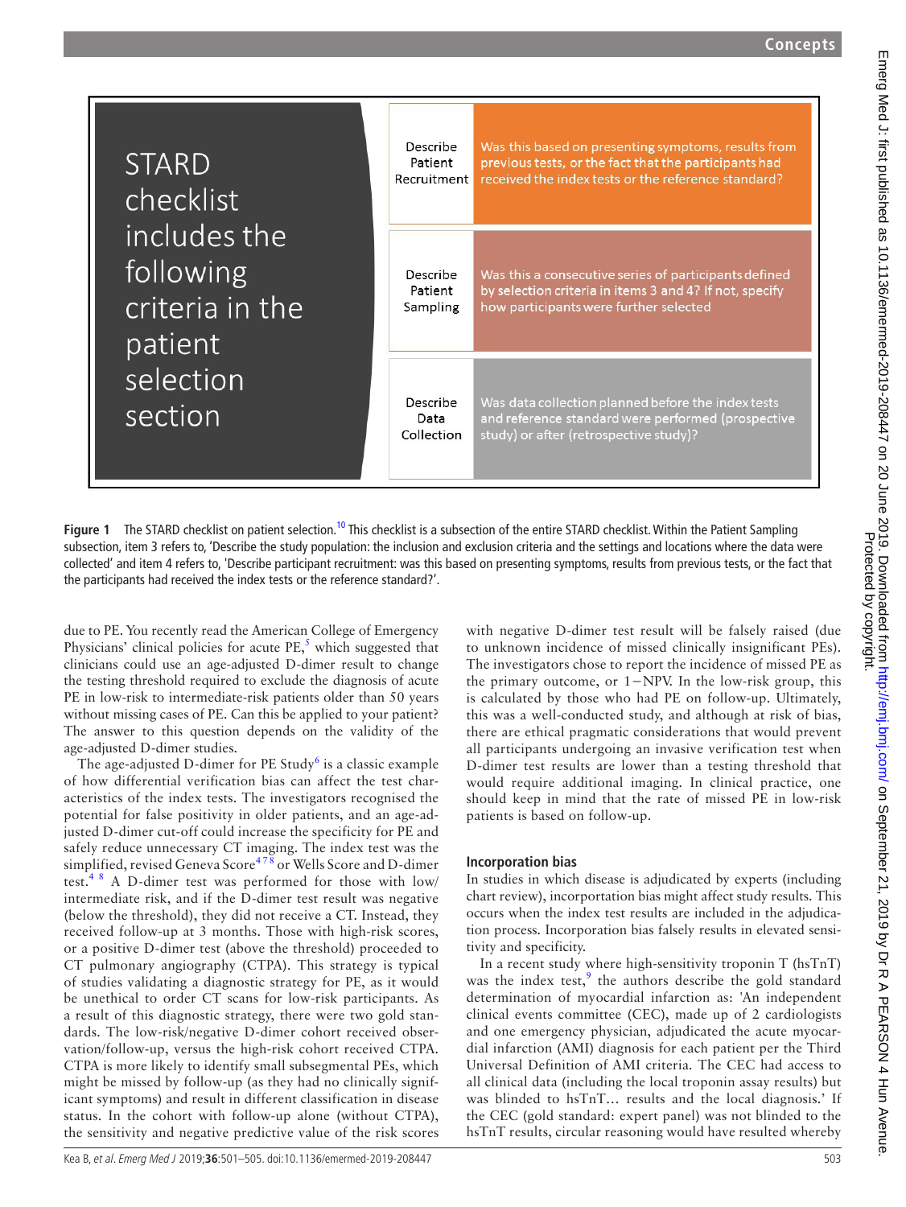| | | |
|---|---|---|
| STARD checklist includes the following criteria in the patient selection section | Describe Patient Recruitment | Was this based on presenting symptoms, results from previous tests, or the fact that the participants had received the index tests or the reference standard? |
| | Describe Patient Sampling | Was this a consecutive series of participants defined by selection criteria in items 3 and 4? If not, specify how participants were further selected |
| | Describe Data Collection | Was data collection planned before the index tests and reference standard were performed (prospective study) or after (retrospective study)? |

**Figure 1** The STARD checklist on patient selection.[10] This checklist is a subsection of the entire STARD checklist. Within the Patient Sampling subsection, item 3 refers to, 'Describe the study population: the inclusion and exclusion criteria and the settings and locations where the data were collected' and item 4 refers to, 'Describe participant recruitment: was this based on presenting symptoms, results from previous tests, or the fact that the participants had received the index tests or the reference standard?'.

due to PE. You recently read the American College of Emergency Physicians' clinical policies for acute PE,[5] which suggested that clinicians could use an age-adjusted D-dimer result to change the testing threshold required to exclude the diagnosis of acute PE in low-risk to intermediate-risk patients older than 50 years without missing cases of PE. Can this be applied to your patient? The answer to this question depends on the validity of the age-adjusted D-dimer studies.

The age-adjusted D-dimer for PE Study[6] is a classic example of how differential verification bias can affect the test characteristics of the index tests. The investigators recognised the potential for false positivity in older patients, and an age-adjusted D-dimer cut-off could increase the specificity for PE and safely reduce unnecessary CT imaging. The index test was the simplified, revised Geneva Score[4 7 8] or Wells Score and D-dimer test.[4 8] A D-dimer test was performed for those with low/intermediate risk, and if the D-dimer test result was negative (below the threshold), they did not receive a CT. Instead, they received follow-up at 3 months. Those with high-risk scores, or a positive D-dimer test (above the threshold) proceeded to CT pulmonary angiography (CTPA). This strategy is typical of studies validating a diagnostic strategy for PE, as it would be unethical to order CT scans for low-risk participants. As a result of this diagnostic strategy, there were two gold standards. The low-risk/negative D-dimer cohort received observation/follow-up, versus the high-risk cohort received CTPA. CTPA is more likely to identify small subsegmental PEs, which might be missed by follow-up (as they had no clinically significant symptoms) and result in different classification in disease status. In the cohort with follow-up alone (without CTPA), the sensitivity and negative predictive value of the risk scores with negative D-dimer test result will be falsely raised (due to unknown incidence of missed clinically insignificant PEs). The investigators chose to report the incidence of missed PE as the primary outcome, or 1−NPV. In the low-risk group, this is calculated by those who had PE on follow-up. Ultimately, this was a well-conducted study, and although at risk of bias, there are ethical pragmatic considerations that would prevent all participants undergoing an invasive verification test when D-dimer test results are lower than a testing threshold that would require additional imaging. In clinical practice, one should keep in mind that the rate of missed PE in low-risk patients is based on follow-up.

### Incorporation bias

In studies in which disease is adjudicated by experts (including chart review), incorportation bias might affect study results. This occurs when the index test results are included in the adjudication process. Incorporation bias falsely results in elevated sensitivity and specificity.

In a recent study where high-sensitivity troponin T (hsTnT) was the index test,[9] the authors describe the gold standard determination of myocardial infarction as: 'An independent clinical events committee (CEC), made up of 2 cardiologists and one emergency physician, adjudicated the acute myocardial infarction (AMI) diagnosis for each patient per the Third Universal Definition of AMI criteria. The CEC had access to all clinical data (including the local troponin assay results) but was blinded to hsTnT… results and the local diagnosis.' If the CEC (gold standard: expert panel) was not blinded to the hsTnT results, circular reasoning would have resulted whereby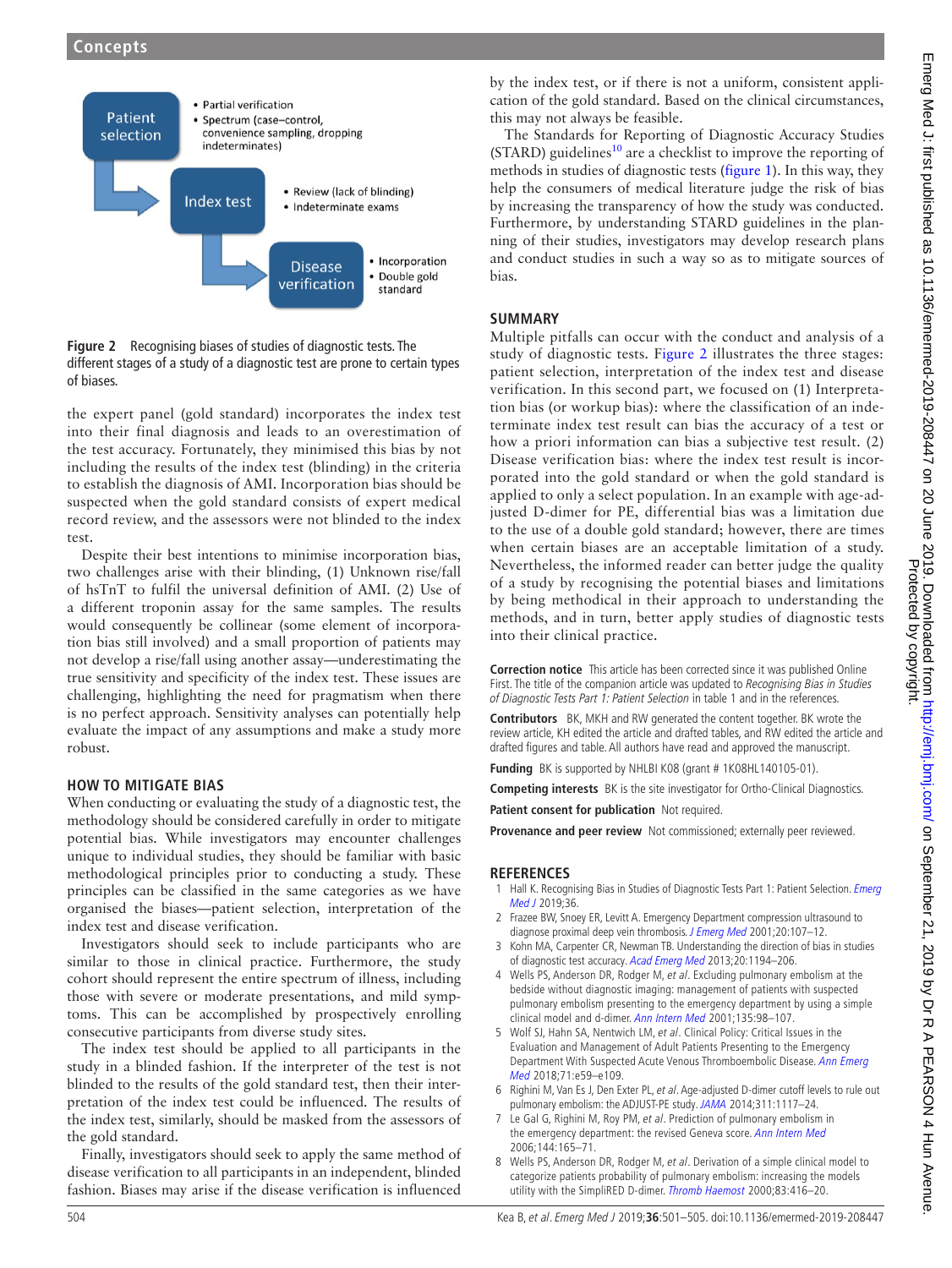Patient selection
- Partial verification
- Spectrum (case–control, convenience sampling, dropping indeterminates)

Index test
- Review (lack of blinding)
- Indeterminate exams

Disease verification
- Incorporation
- Double gold standard

**Figure 2** Recognising biases of studies of diagnostic tests. The different stages of a study of a diagnostic test are prone to certain types of biases.

the expert panel (gold standard) incorporates the index test into their final diagnosis and leads to an overestimation of the test accuracy. Fortunately, they minimised this bias by not including the results of the index test (blinding) in the criteria to establish the diagnosis of AMI. Incorporation bias should be suspected when the gold standard consists of expert medical record review, and the assessors were not blinded to the index test.

Despite their best intentions to minimise incorporation bias, two challenges arise with their blinding, (1) Unknown rise/fall of hsTnT to fulfil the universal definition of AMI. (2) Use of a different troponin assay for the same samples. The results would consequently be collinear (some element of incorporation bias still involved) and a small proportion of patients may not develop a rise/fall using another assay—underestimating the true sensitivity and specificity of the index test. These issues are challenging, highlighting the need for pragmatism when there is no perfect approach. Sensitivity analyses can potentially help evaluate the impact of any assumptions and make a study more robust.

## HOW TO MITIGATE BIAS

When conducting or evaluating the study of a diagnostic test, the methodology should be considered carefully in order to mitigate potential bias. While investigators may encounter challenges unique to individual studies, they should be familiar with basic methodological principles prior to conducting a study. These principles can be classified in the same categories as we have organised the biases—patient selection, interpretation of the index test and disease verification.

Investigators should seek to include participants who are similar to those in clinical practice. Furthermore, the study cohort should represent the entire spectrum of illness, including those with severe or moderate presentations, and mild symptoms. This can be accomplished by prospectively enrolling consecutive participants from diverse study sites.

The index test should be applied to all participants in the study in a blinded fashion. If the interpreter of the test is not blinded to the results of the gold standard test, then their interpretation of the index test could be influenced. The results of the index test, similarly, should be masked from the assessors of the gold standard.

Finally, investigators should seek to apply the same method of disease verification to all participants in an independent, blinded fashion. Biases may arise if the disease verification is influenced by the index test, or if there is not a uniform, consistent application of the gold standard. Based on the clinical circumstances, this may not always be feasible.

The Standards for Reporting of Diagnostic Accuracy Studies (STARD) guidelines[10] are a checklist to improve the reporting of methods in studies of diagnostic tests (figure 1). In this way, they help the consumers of medical literature judge the risk of bias by increasing the transparency of how the study was conducted. Furthermore, by understanding STARD guidelines in the planning of their studies, investigators may develop research plans and conduct studies in such a way so as to mitigate sources of bias.

## SUMMARY

Multiple pitfalls can occur with the conduct and analysis of a study of diagnostic tests. Figure 2 illustrates the three stages: patient selection, interpretation of the index test and disease verification. In this second part, we focused on (1) Interpretation bias (or workup bias): where the classification of an indeterminate index test result can bias the accuracy of a test or how a priori information can bias a subjective test result. (2) Disease verification bias: where the index test result is incorporated into the gold standard or when the gold standard is applied to only a select population. In an example with age-adjusted D-dimer for PE, differential bias was a limitation due to the use of a double gold standard; however, there are times when certain biases are an acceptable limitation of a study. Nevertheless, the informed reader can better judge the quality of a study by recognising the potential biases and limitations by being methodical in their approach to understanding the methods, and in turn, better apply studies of diagnostic tests into their clinical practice.

**Correction notice** This article has been corrected since it was published Online First. The title of the companion article was updated to *Recognising Bias in Studies of Diagnostic Tests Part 1: Patient Selection* in table 1 and in the references.

**Contributors** BK, MH and RW generated the content together. BK wrote the review article, KH edited the article and drafted tables, and RW edited the article and drafted figures and table. All authors have read and approved the manuscript.

**Funding** BK is supported by NHLBI K08 (grant # 1K08HL140105-01).

**Competing interests** BK is the site investigator for Ortho-Clinical Diagnostics.

**Patient consent for publication** Not required.

**Provenance and peer review** Not commissioned; externally peer reviewed.

## REFERENCES

1. Hall K. Recognising Bias in Studies of Diagnostic Tests Part 1: Patient Selection. *Emerg Med J* 2019;36.
2. Frazee BW, Snoey ER, Levitt A. Emergency Department compression ultrasound to diagnose proximal deep vein thrombosis. *J Emerg Med* 2001;20:107–12.
3. Kohn MA, Carpenter CR, Newman TB. Understanding the direction of bias in studies of diagnostic test accuracy. *Acad Emerg Med* 2013;20:1194–206.
4. Wells PS, Anderson DR, Rodger M, *et al*. Excluding pulmonary embolism at the bedside without diagnostic imaging: management of patients with suspected pulmonary embolism presenting to the emergency department by using a simple clinical model and d-dimer. *Ann Intern Med* 2001;135:98–107.
5. Wolf SJ, Hahn SA, Nentwich LM, *et al*. Clinical Policy: Critical Issues in the Evaluation and Management of Adult Patients Presenting to the Emergency Department With Suspected Acute Venous Thromboembolic Disease. *Ann Emerg Med* 2018;71:e59–e109.
6. Righini M, Van Es J, Den Exter PL, *et al*. Age-adjusted D-dimer cutoff levels to rule out pulmonary embolism: the ADJUST-PE study. *JAMA* 2014;311:1117–24.
7. Le Gal G, Righini M, Roy PM, *et al*. Prediction of pulmonary embolism in the emergency department: the revised Geneva score. *Ann Intern Med* 2006;144:165–71.
8. Wells PS, Anderson DR, Rodger M, *et al*. Derivation of a simple clinical model to categorize patients probability of pulmonary embolism: increasing the models utility with the SimpliRED D-dimer. *Thromb Haemost* 2000;83:416–20.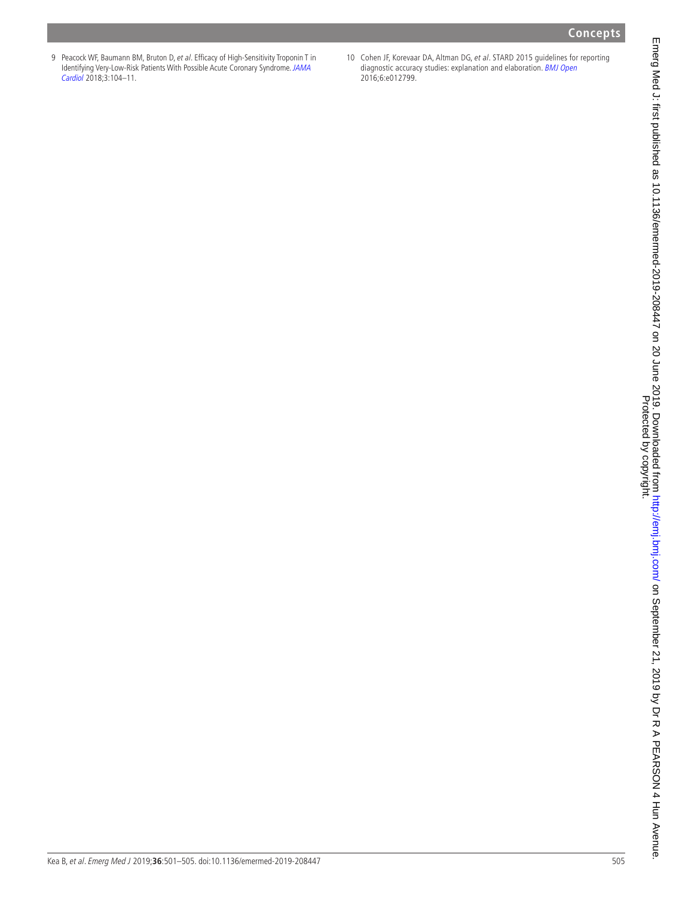9 Peacock WF, Baumann BM, Bruton D, *et al*. Efficacy of High-Sensitivity Troponin T in Identifying Very-Low-Risk Patients With Possible Acute Coronary Syndrome. *JAMA Cardiol* 2018;3:104–11.

10 Cohen JF, Korevaar DA, Altman DG, *et al*. STARD 2015 guidelines for reporting diagnostic accuracy studies: explanation and elaboration. *BMJ Open* 2016;6:e012799.